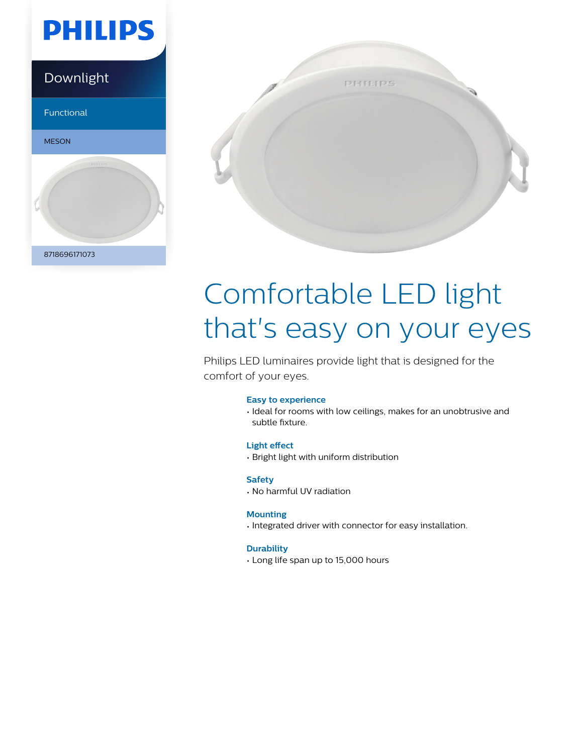PHILIPS

Downlight

Functional

MESON

8718696171073

# Comfortable LED light that's easy on your eyes

Philips LED luminaires provide light that is designed for the comfort of your eyes.

### Easy to experience

- Ideal for rooms with low ceilings, makes for an unobtrusive and subtle fixture.

### Light effect

- Bright light with uniform distribution

### Safety

- No harmful UV radiation

### Mounting

- Integrated driver with connector for easy installation.

### Durability

- Long life span up to 15,000 hours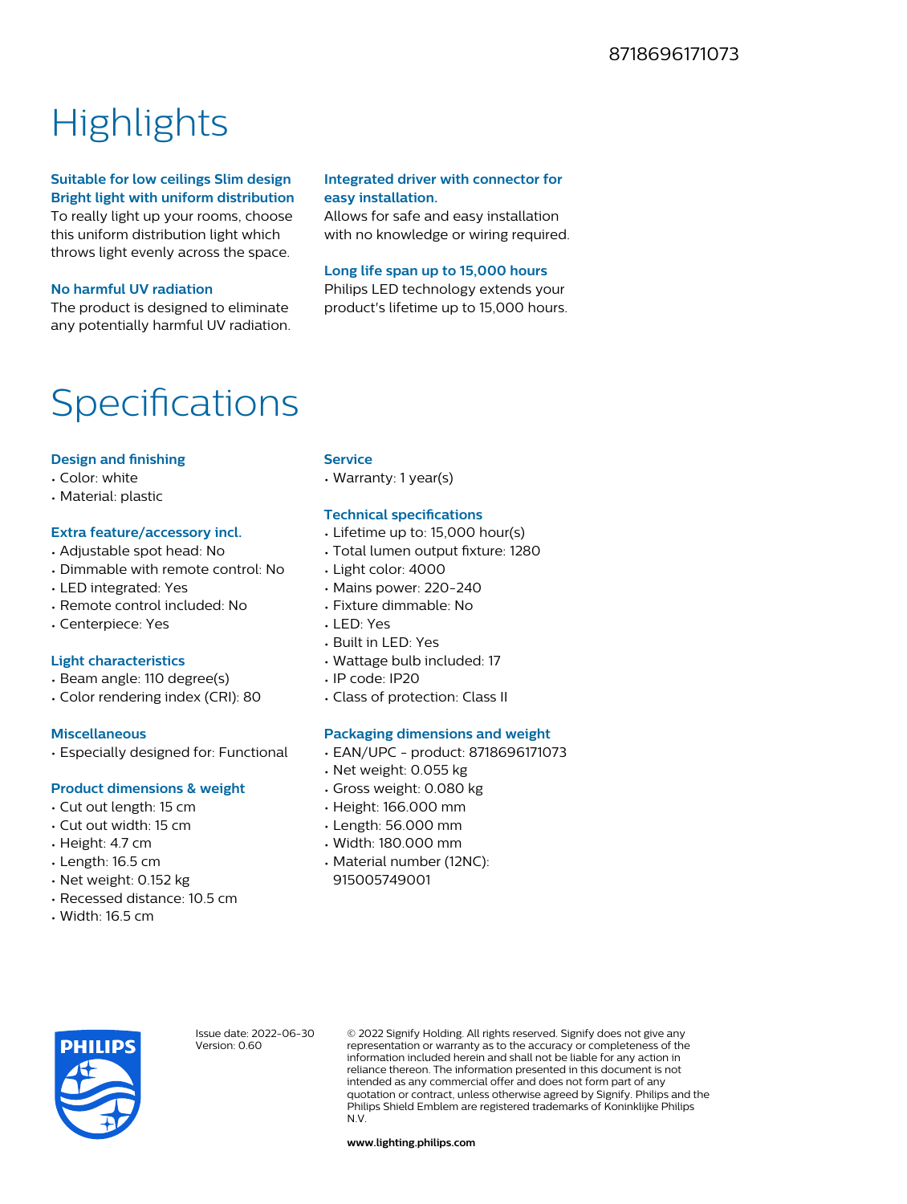8718696171073

# Highlights

### Suitable for low ceilings Slim design Bright light with uniform distribution

To really light up your rooms, choose this uniform distribution light which throws light evenly across the space.

### No harmful UV radiation

The product is designed to eliminate any potentially harmful UV radiation.

### Integrated driver with connector for easy installation.

Allows for safe and easy installation with no knowledge or wiring required.

### Long life span up to 15,000 hours

Philips LED technology extends your product's lifetime up to 15,000 hours.

# Specifications

### Design and finishing

- Color: white
- Material: plastic

### Extra feature/accessory incl.

- Adjustable spot head: No
- Dimmable with remote control: No
- LED integrated: Yes
- Remote control included: No
- Centerpiece: Yes

### Light characteristics

- Beam angle: 110 degree(s)
- Color rendering index (CRI): 80

### Miscellaneous

- Especially designed for: Functional

### Product dimensions & weight

- Cut out length: 15 cm
- Cut out width: 15 cm
- Height: 4.7 cm
- Length: 16.5 cm
- Net weight: 0.152 kg
- Recessed distance: 10.5 cm
- Width: 16.5 cm

### Service

- Warranty: 1 year(s)

### Technical specifications

- Lifetime up to: 15,000 hour(s)
- Total lumen output fixture: 1280
- Light color: 4000
- Mains power: 220-240
- Fixture dimmable: No
- LED: Yes
- Built in LED: Yes
- Wattage bulb included: 17
- IP code: IP20
- Class of protection: Class II

### Packaging dimensions and weight

- EAN/UPC - product: 8718696171073
- Net weight: 0.055 kg
- Gross weight: 0.080 kg
- Height: 166.000 mm
- Length: 56.000 mm
- Width: 180.000 mm
- Material number (12NC): 915005749001

Issue date: 2022-06-30
Version: 0.60

© 2022 Signify Holding. All rights reserved. Signify does not give any representation or warranty as to the accuracy or completeness of the information included herein and shall not be liable for any action in reliance thereon. The information presented in this document is not intended as any commercial offer and does not form part of any quotation or contract, unless otherwise agreed by Signify. Philips and the Philips Shield Emblem are registered trademarks of Koninklijke Philips N.V.

**www.lighting.philips.com**